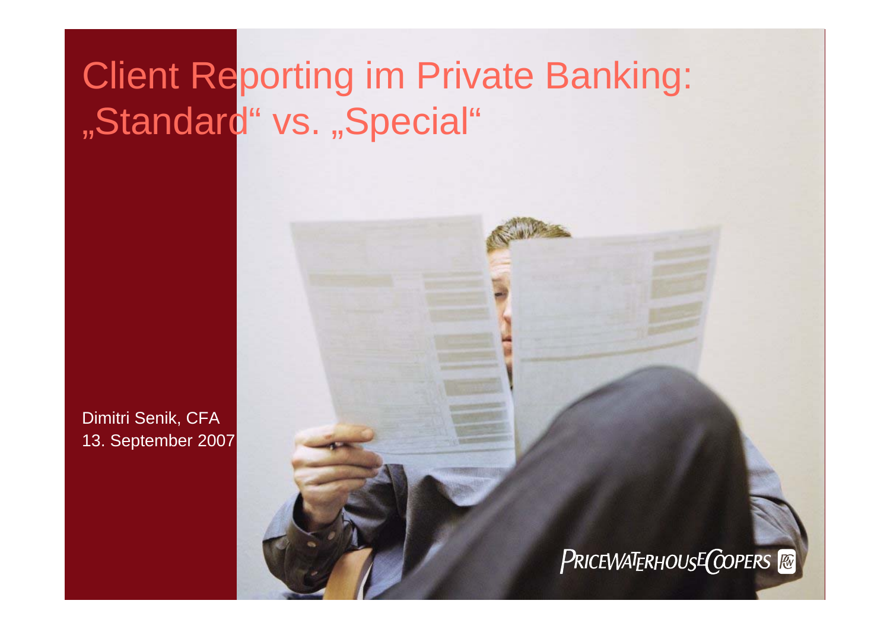# Client Reporting im Private Banking: „Standard“ vs. „Special“

Dimitri Senik, CFA
13. September 2007

PRICEWATERHOUSECOOPERS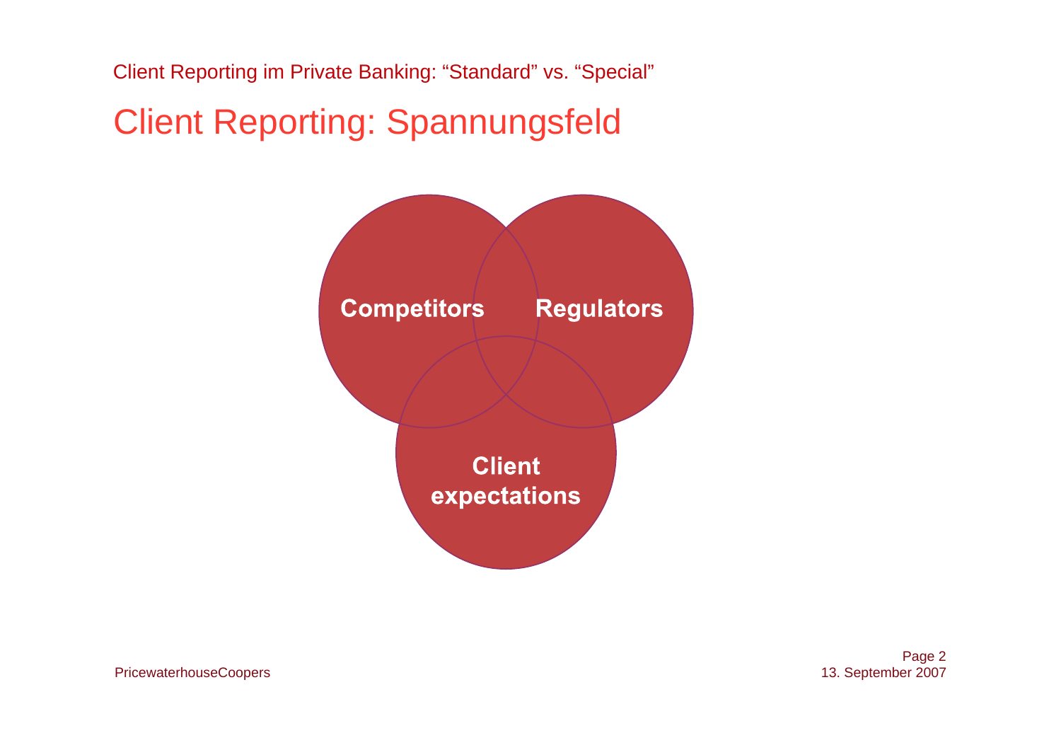Client Reporting im Private Banking: “Standard” vs. “Special”

# Client Reporting: Spannungsfeld

Competitors

Regulators

Client expectations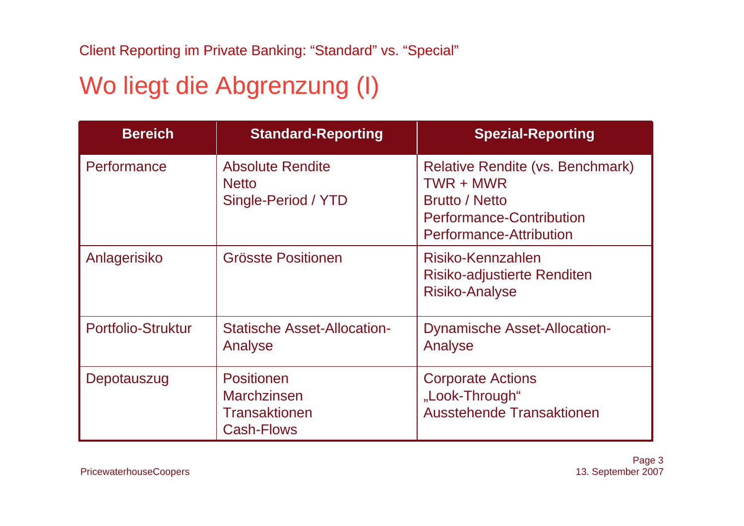Client Reporting im Private Banking: “Standard” vs. “Special”

# Wo liegt die Abgrenzung (I)

| Bereich | Standard-Reporting | Spezial-Reporting |
| --- | --- | --- |
| Performance | Absolute Rendite<br>Netto<br>Single-Period / YTD | Relative Rendite (vs. Benchmark)<br>TWR + MWR<br>Brutto / Netto<br>Performance-Contribution<br>Performance-Attribution |
| Anlagerisiko | Grösste Positionen | Risiko-Kennzahlen<br>Risiko-adjustierte Renditen<br>Risiko-Analyse |
| Portfolio-Struktur | Statische Asset-Allocation-Analyse | Dynamische Asset-Allocation-Analyse |
| Depotauszug | Positionen<br>Marchzinsen<br>Transaktionen<br>Cash-Flows | Corporate Actions<br>„Look-Through“<br>Ausstehende Transaktionen |

PricewaterhouseCoopers

13. September 2007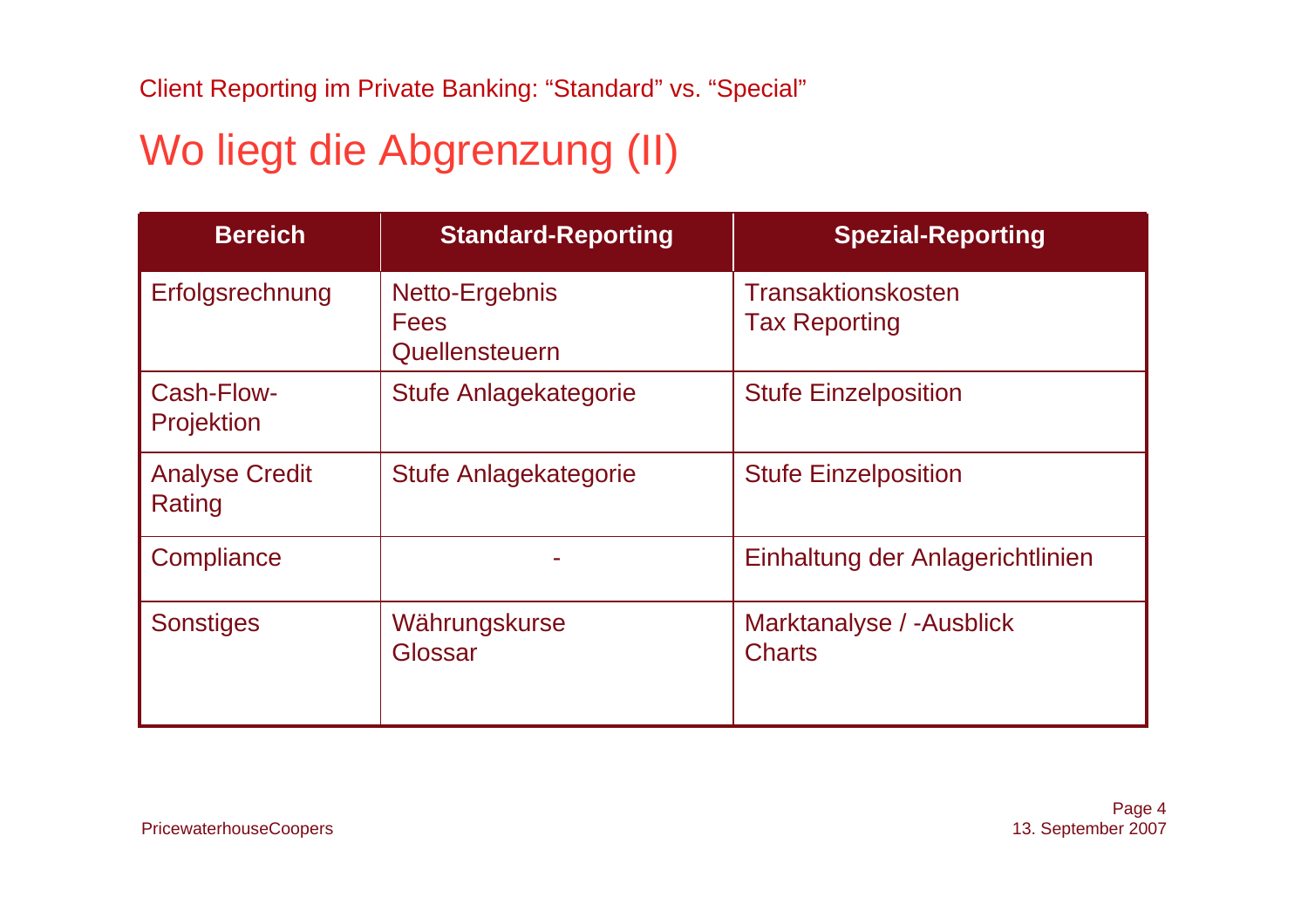Client Reporting im Private Banking: “Standard” vs. “Special”

# Wo liegt die Abgrenzung (II)

| Bereich | Standard-Reporting | Spezial-Reporting |
|---|---|---|
| Erfolgsrechnung | Netto-Ergebnis<br>Fees<br>Quellensteuern | Transaktionskosten<br>Tax Reporting |
| Cash-Flow-Projektion | Stufe Anlagekategorie | Stufe Einzelposition |
| Analyse Credit Rating | Stufe Anlagekategorie | Stufe Einzelposition |
| Compliance | - | Einhaltung der Anlagerichtlinien |
| Sonstiges | Währungskurse<br>Glossar | Marktanalyse / -Ausblick<br>Charts |

PricewaterhouseCoopers

13. September 2007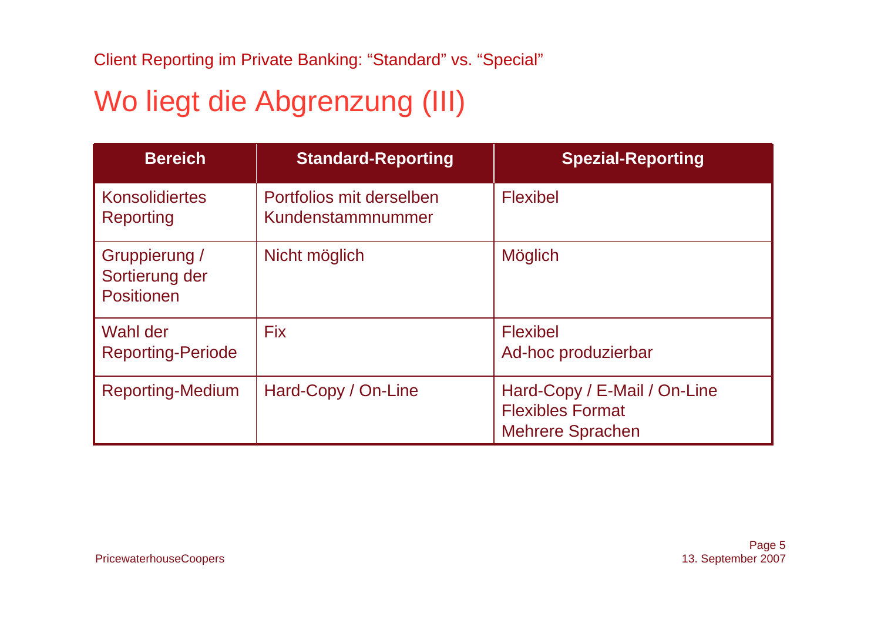Client Reporting im Private Banking: "Standard" vs. "Special"

# Wo liegt die Abgrenzung (III)

| Bereich | Standard-Reporting | Spezial-Reporting |
|---|---|---|
| Konsolidiertes Reporting | Portfolios mit derselben Kundenstammnummer | Flexibel |
| Gruppierung / Sortierung der Positionen | Nicht möglich | Möglich |
| Wahl der Reporting-Periode | Fix | Flexibel<br>Ad-hoc produzierbar |
| Reporting-Medium | Hard-Copy / On-Line | Hard-Copy / E-Mail / On-Line<br>Flexibles Format<br>Mehrere Sprachen |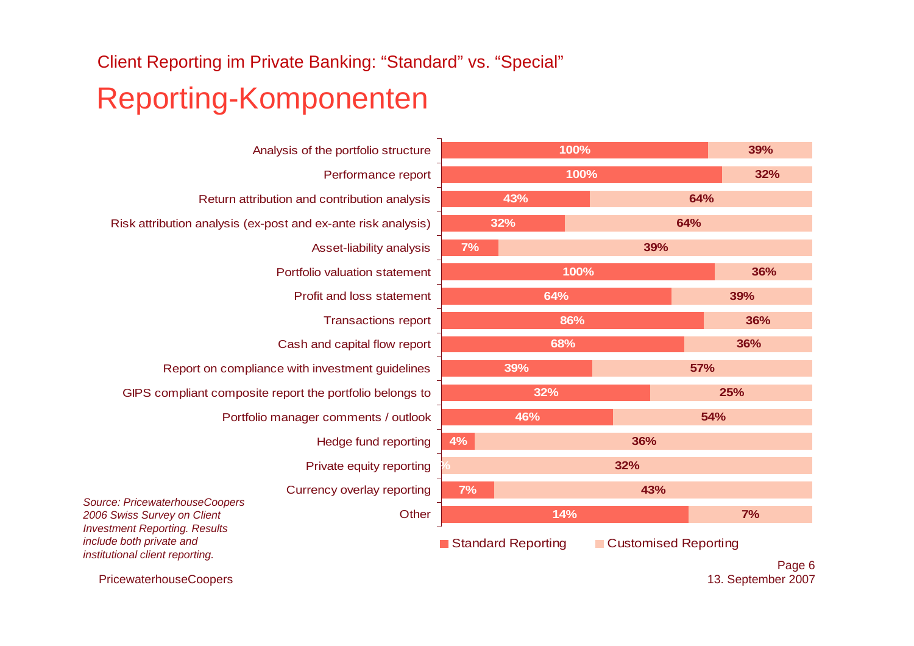Client Reporting im Private Banking: “Standard” vs. “Special”

# Reporting-Komponenten

| Component | Standard Reporting | Customised Reporting |
| --- | --- | --- |
| Analysis of the portfolio structure | 100% | 39% |
| Performance report | 100% | 32% |
| Return attribution and contribution analysis | 43% | 64% |
| Risk attribution analysis (ex-post and ex-ante risk analysis) | 32% | 64% |
| Asset-liability analysis | 7% | 39% |
| Portfolio valuation statement | 100% | 36% |
| Profit and loss statement | 64% | 39% |
| Transactions report | 86% | 36% |
| Cash and capital flow report | 68% | 36% |
| Report on compliance with investment guidelines | 39% | 57% |
| GIPS compliant composite report the portfolio belongs to | 32% | 25% |
| Portfolio manager comments / outlook | 46% | 54% |
| Hedge fund reporting | 4% | 36% |
| Private equity reporting | % | 32% |
| Currency overlay reporting | 7% | 43% |
| Other | 14% | 7% |

*Source: PricewaterhouseCoopers 2006 Swiss Survey on Client Investment Reporting. Results include both private and institutional client reporting.*

PricewaterhouseCoopers

13. September 2007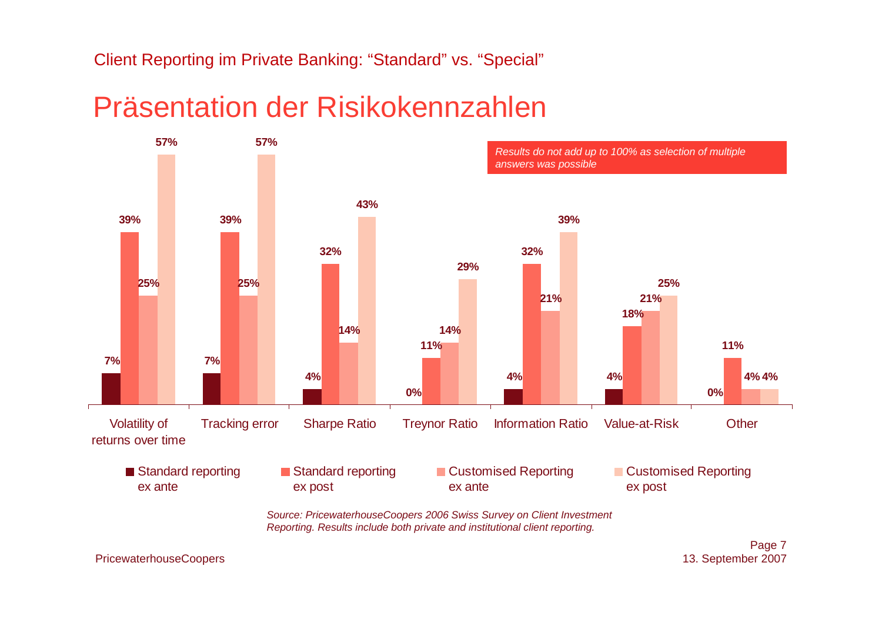Client Reporting im Private Banking: “Standard” vs. “Special”

# Präsentation der Risikokennzahlen

*Results do not add up to 100% as selection of multiple answers was possible*

| | Standard reporting ex ante | Standard reporting ex post | Customised Reporting ex ante | Customised Reporting ex post |
|---|---|---|---|---|
| Volatility of returns over time | 7% | 39% | 25% | 57% |
| Tracking error | 7% | 39% | 25% | 57% |
| Sharpe Ratio | 4% | 32% | 14% | 43% |
| Treynor Ratio | 0% | 11% | 14% | 29% |
| Information Ratio | 4% | 32% | 21% | 39% |
| Value-at-Risk | 4% | 18% | 21% | 25% |
| Other | 0% | 11% | 4% | 4% |

*Source: PricewaterhouseCoopers 2006 Swiss Survey on Client Investment Reporting. Results include both private and institutional client reporting.*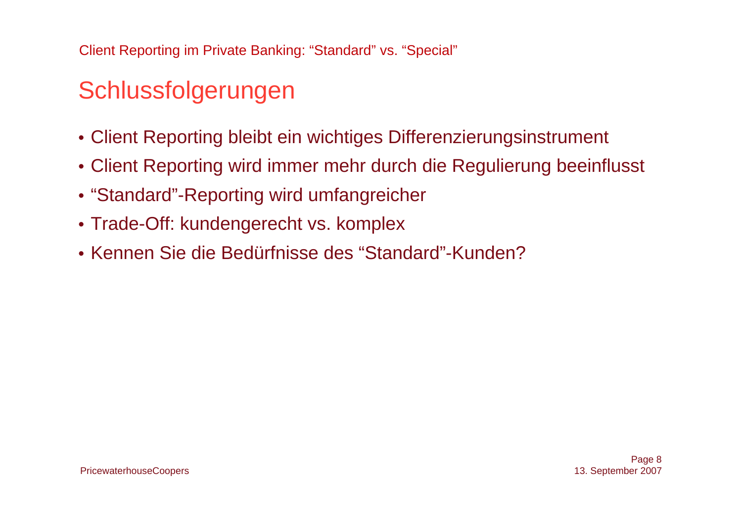# Schlussfolgerungen

- Client Reporting bleibt ein wichtiges Differenzierungsinstrument
- Client Reporting wird immer mehr durch die Regulierung beeinflusst
- “Standard”-Reporting wird umfangreicher
- Trade-Off: kundengerecht vs. komplex
- Kennen Sie die Bedürfnisse des “Standard”-Kunden?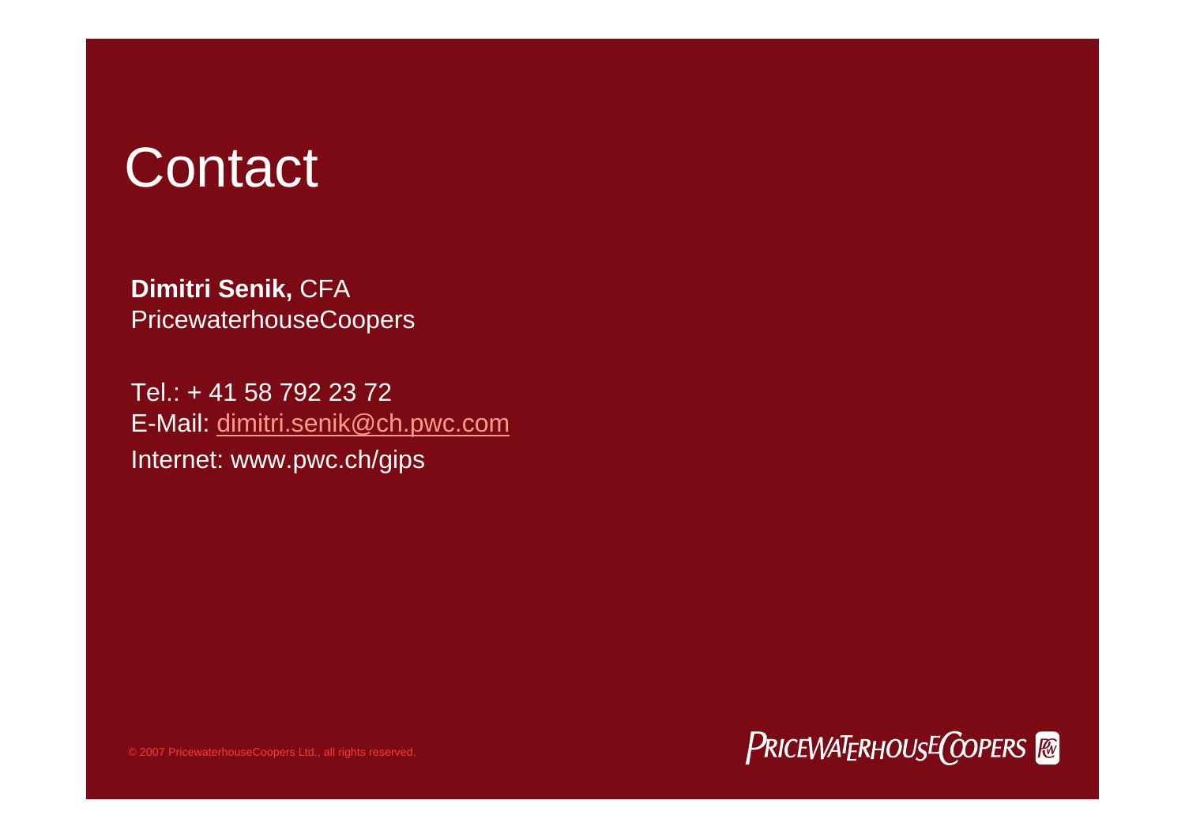# Contact

**Dimitri Senik,** CFA
PricewaterhouseCoopers

Tel.: + 41 58 792 23 72
E-Mail: dimitri.senik@ch.pwc.com
Internet: www.pwc.ch/gips

© 2007 PricewaterhouseCoopers Ltd., all rights reserved.

PRICEWATERHOUSECOOPERS